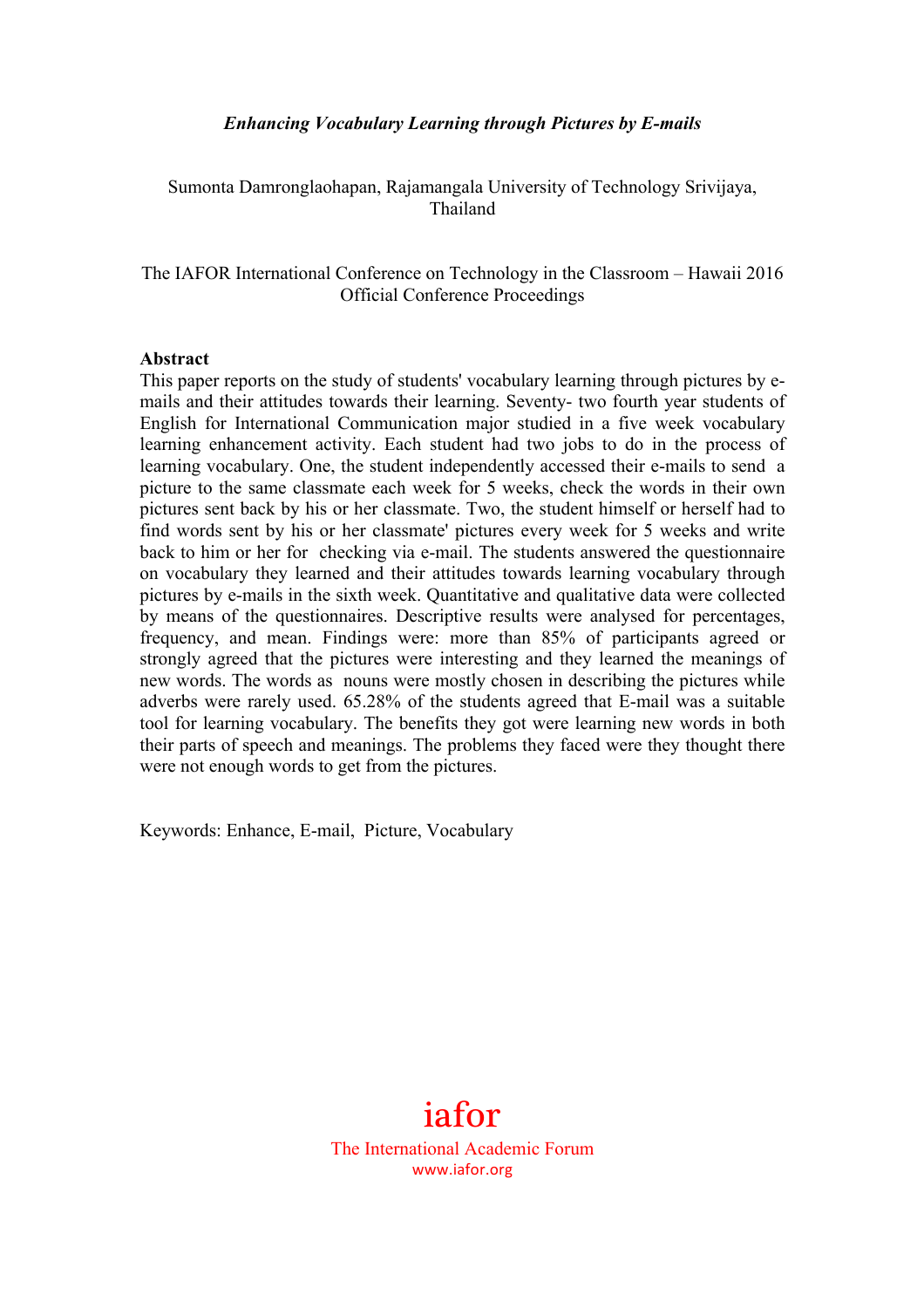*Enhancing Vocabulary Learning through Pictures by E-mails*

Sumonta Damronglaohapan, Rajamangala University of Technology Srivijaya, Thailand

The IAFOR International Conference on Technology in the Classroom – Hawaii 2016 Official Conference Proceedings

**Abstract**

This paper reports on the study of students' vocabulary learning through pictures by e-mails and their attitudes towards their learning. Seventy- two fourth year students of English for International Communication major studied in a five week vocabulary learning enhancement activity. Each student had two jobs to do in the process of learning vocabulary. One, the student independently accessed their e-mails to send a picture to the same classmate each week for 5 weeks, check the words in their own pictures sent back by his or her classmate. Two, the student himself or herself had to find words sent by his or her classmate' pictures every week for 5 weeks and write back to him or her for checking via e-mail. The students answered the questionnaire on vocabulary they learned and their attitudes towards learning vocabulary through pictures by e-mails in the sixth week. Quantitative and qualitative data were collected by means of the questionnaires. Descriptive results were analysed for percentages, frequency, and mean. Findings were: more than 85% of participants agreed or strongly agreed that the pictures were interesting and they learned the meanings of new words. The words as nouns were mostly chosen in describing the pictures while adverbs were rarely used. 65.28% of the students agreed that E-mail was a suitable tool for learning vocabulary. The benefits they got were learning new words in both their parts of speech and meanings. The problems they faced were they thought there were not enough words to get from the pictures.

Keywords: Enhance, E-mail, Picture, Vocabulary

iafor

The International Academic Forum

www.iafor.org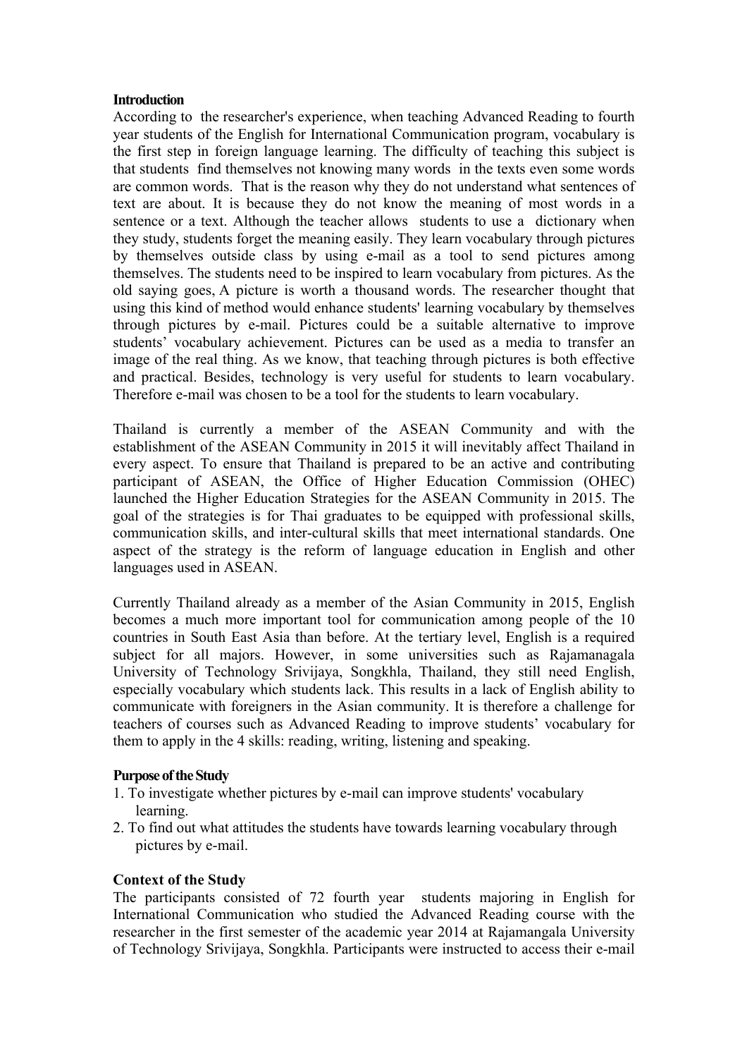**Introduction**

According to the researcher's experience, when teaching Advanced Reading to fourth year students of the English for International Communication program, vocabulary is the first step in foreign language learning. The difficulty of teaching this subject is that students find themselves not knowing many words in the texts even some words are common words. That is the reason why they do not understand what sentences of text are about. It is because they do not know the meaning of most words in a sentence or a text. Although the teacher allows students to use a dictionary when they study, students forget the meaning easily. They learn vocabulary through pictures by themselves outside class by using e-mail as a tool to send pictures among themselves. The students need to be inspired to learn vocabulary from pictures. As the old saying goes, A picture is worth a thousand words. The researcher thought that using this kind of method would enhance students' learning vocabulary by themselves through pictures by e-mail. Pictures could be a suitable alternative to improve students' vocabulary achievement. Pictures can be used as a media to transfer an image of the real thing. As we know, that teaching through pictures is both effective and practical. Besides, technology is very useful for students to learn vocabulary. Therefore e-mail was chosen to be a tool for the students to learn vocabulary.

Thailand is currently a member of the ASEAN Community and with the establishment of the ASEAN Community in 2015 it will inevitably affect Thailand in every aspect. To ensure that Thailand is prepared to be an active and contributing participant of ASEAN, the Office of Higher Education Commission (OHEC) launched the Higher Education Strategies for the ASEAN Community in 2015. The goal of the strategies is for Thai graduates to be equipped with professional skills, communication skills, and inter-cultural skills that meet international standards. One aspect of the strategy is the reform of language education in English and other languages used in ASEAN.

Currently Thailand already as a member of the Asian Community in 2015, English becomes a much more important tool for communication among people of the 10 countries in South East Asia than before. At the tertiary level, English is a required subject for all majors. However, in some universities such as Rajamanagala University of Technology Srivijaya, Songkhla, Thailand, they still need English, especially vocabulary which students lack. This results in a lack of English ability to communicate with foreigners in the Asian community. It is therefore a challenge for teachers of courses such as Advanced Reading to improve students' vocabulary for them to apply in the 4 skills: reading, writing, listening and speaking.

**Purpose of the Study**

1. To investigate whether pictures by e-mail can improve students' vocabulary learning.
2. To find out what attitudes the students have towards learning vocabulary through pictures by e-mail.

**Context of the Study**

The participants consisted of 72 fourth year students majoring in English for International Communication who studied the Advanced Reading course with the researcher in the first semester of the academic year 2014 at Rajamangala University of Technology Srivijaya, Songkhla. Participants were instructed to access their e-mail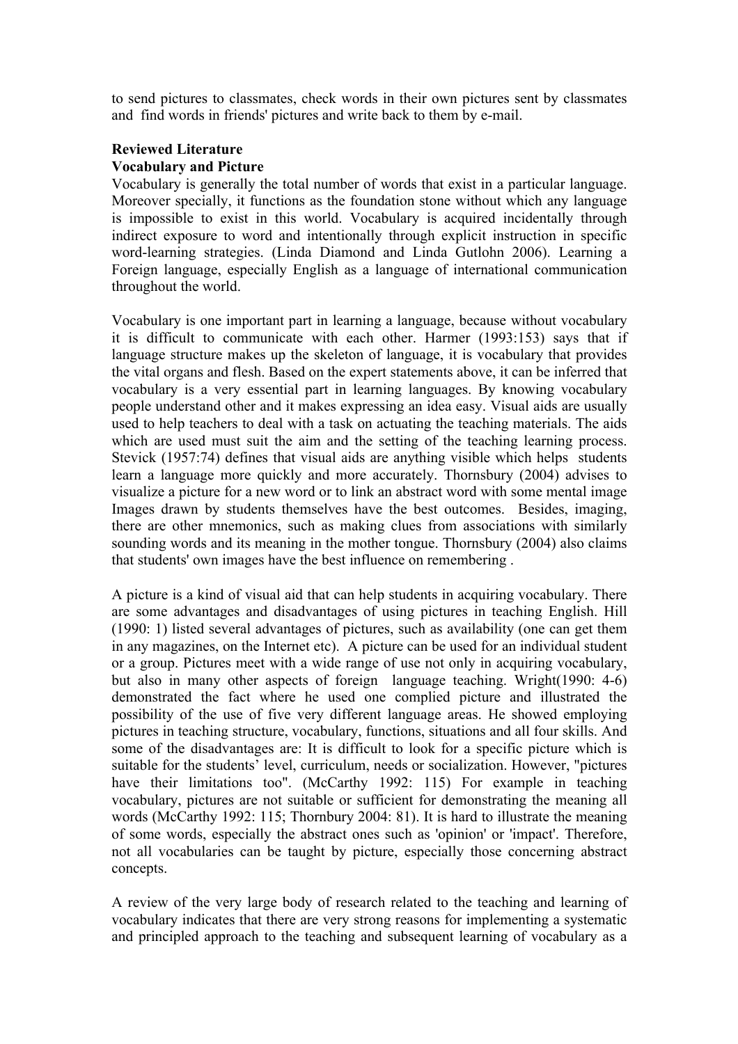to send pictures to classmates, check words in their own pictures sent by classmates and find words in friends' pictures and write back to them by e-mail.

**Reviewed Literature**

**Vocabulary and Picture**

Vocabulary is generally the total number of words that exist in a particular language. Moreover specially, it functions as the foundation stone without which any language is impossible to exist in this world. Vocabulary is acquired incidentally through indirect exposure to word and intentionally through explicit instruction in specific word-learning strategies. (Linda Diamond and Linda Gutlohn 2006). Learning a Foreign language, especially English as a language of international communication throughout the world.

Vocabulary is one important part in learning a language, because without vocabulary it is difficult to communicate with each other. Harmer (1993:153) says that if language structure makes up the skeleton of language, it is vocabulary that provides the vital organs and flesh. Based on the expert statements above, it can be inferred that vocabulary is a very essential part in learning languages. By knowing vocabulary people understand other and it makes expressing an idea easy. Visual aids are usually used to help teachers to deal with a task on actuating the teaching materials. The aids which are used must suit the aim and the setting of the teaching learning process. Stevick (1957:74) defines that visual aids are anything visible which helps students learn a language more quickly and more accurately. Thornsbury (2004) advises to visualize a picture for a new word or to link an abstract word with some mental image Images drawn by students themselves have the best outcomes. Besides, imaging, there are other mnemonics, such as making clues from associations with similarly sounding words and its meaning in the mother tongue. Thornsbury (2004) also claims that students' own images have the best influence on remembering .

A picture is a kind of visual aid that can help students in acquiring vocabulary. There are some advantages and disadvantages of using pictures in teaching English. Hill (1990: 1) listed several advantages of pictures, such as availability (one can get them in any magazines, on the Internet etc). A picture can be used for an individual student or a group. Pictures meet with a wide range of use not only in acquiring vocabulary, but also in many other aspects of foreign language teaching. Wright(1990: 4-6) demonstrated the fact where he used one complied picture and illustrated the possibility of the use of five very different language areas. He showed employing pictures in teaching structure, vocabulary, functions, situations and all four skills. And some of the disadvantages are: It is difficult to look for a specific picture which is suitable for the students' level, curriculum, needs or socialization. However, "pictures have their limitations too". (McCarthy 1992: 115) For example in teaching vocabulary, pictures are not suitable or sufficient for demonstrating the meaning all words (McCarthy 1992: 115; Thornbury 2004: 81). It is hard to illustrate the meaning of some words, especially the abstract ones such as 'opinion' or 'impact'. Therefore, not all vocabularies can be taught by picture, especially those concerning abstract concepts.

A review of the very large body of research related to the teaching and learning of vocabulary indicates that there are very strong reasons for implementing a systematic and principled approach to the teaching and subsequent learning of vocabulary as a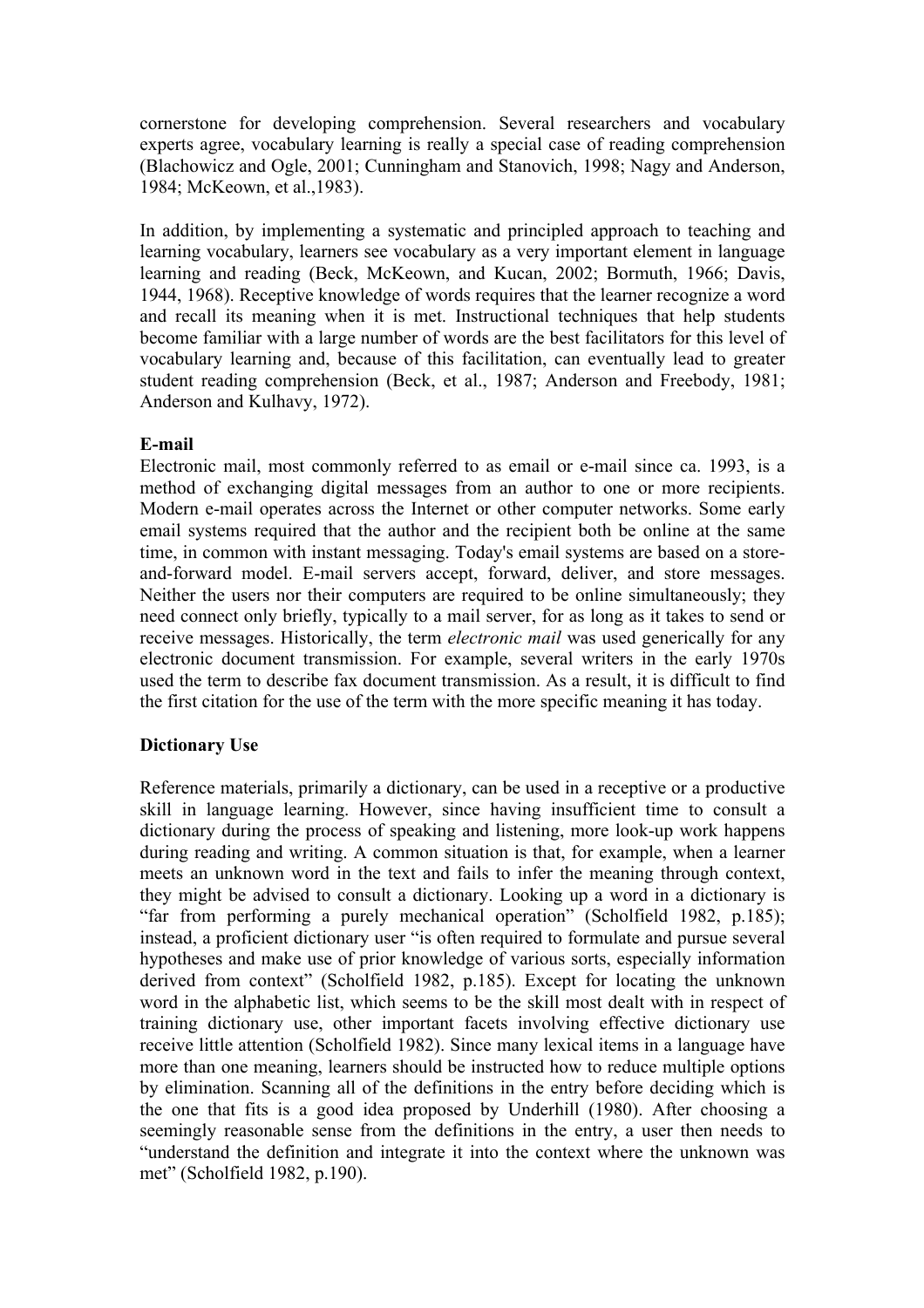cornerstone for developing comprehension. Several researchers and vocabulary experts agree, vocabulary learning is really a special case of reading comprehension (Blachowicz and Ogle, 2001; Cunningham and Stanovich, 1998; Nagy and Anderson, 1984; McKeown, et al.,1983).

In addition, by implementing a systematic and principled approach to teaching and learning vocabulary, learners see vocabulary as a very important element in language learning and reading (Beck, McKeown, and Kucan, 2002; Bormuth, 1966; Davis, 1944, 1968). Receptive knowledge of words requires that the learner recognize a word and recall its meaning when it is met. Instructional techniques that help students become familiar with a large number of words are the best facilitators for this level of vocabulary learning and, because of this facilitation, can eventually lead to greater student reading comprehension (Beck, et al., 1987; Anderson and Freebody, 1981; Anderson and Kulhavy, 1972).

**E-mail**

Electronic mail, most commonly referred to as email or e-mail since ca. 1993, is a method of exchanging digital messages from an author to one or more recipients. Modern e-mail operates across the Internet or other computer networks. Some early email systems required that the author and the recipient both be online at the same time, in common with instant messaging. Today's email systems are based on a store-and-forward model. E-mail servers accept, forward, deliver, and store messages. Neither the users nor their computers are required to be online simultaneously; they need connect only briefly, typically to a mail server, for as long as it takes to send or receive messages. Historically, the term *electronic mail* was used generically for any electronic document transmission. For example, several writers in the early 1970s used the term to describe fax document transmission. As a result, it is difficult to find the first citation for the use of the term with the more specific meaning it has today.

**Dictionary Use**

Reference materials, primarily a dictionary, can be used in a receptive or a productive skill in language learning. However, since having insufficient time to consult a dictionary during the process of speaking and listening, more look-up work happens during reading and writing. A common situation is that, for example, when a learner meets an unknown word in the text and fails to infer the meaning through context, they might be advised to consult a dictionary. Looking up a word in a dictionary is "far from performing a purely mechanical operation" (Scholfield 1982, p.185); instead, a proficient dictionary user "is often required to formulate and pursue several hypotheses and make use of prior knowledge of various sorts, especially information derived from context" (Scholfield 1982, p.185). Except for locating the unknown word in the alphabetic list, which seems to be the skill most dealt with in respect of training dictionary use, other important facets involving effective dictionary use receive little attention (Scholfield 1982). Since many lexical items in a language have more than one meaning, learners should be instructed how to reduce multiple options by elimination. Scanning all of the definitions in the entry before deciding which is the one that fits is a good idea proposed by Underhill (1980). After choosing a seemingly reasonable sense from the definitions in the entry, a user then needs to "understand the definition and integrate it into the context where the unknown was met" (Scholfield 1982, p.190).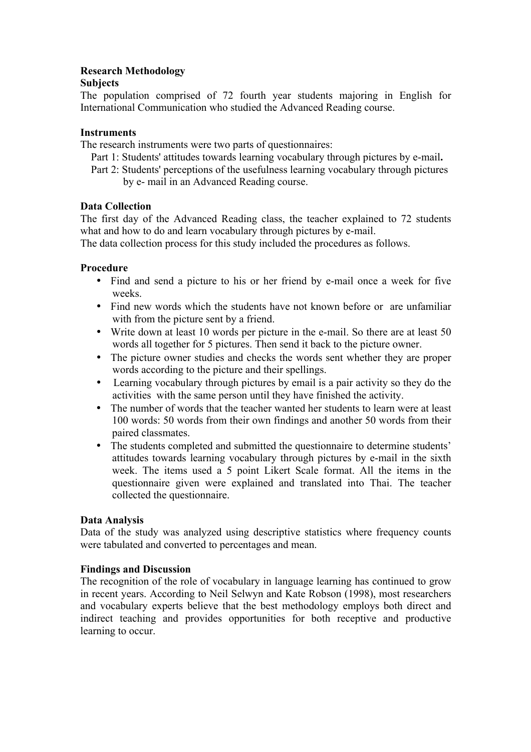**Research Methodology**

**Subjects**

The population comprised of 72 fourth year students majoring in English for International Communication who studied the Advanced Reading course.

**Instruments**

The research instruments were two parts of questionnaires:

Part 1: Students' attitudes towards learning vocabulary through pictures by e-mail**.**

Part 2: Students' perceptions of the usefulness learning vocabulary through pictures by e- mail in an Advanced Reading course.

**Data Collection**

The first day of the Advanced Reading class, the teacher explained to 72 students what and how to do and learn vocabulary through pictures by e-mail.

The data collection process for this study included the procedures as follows.

**Procedure**

- Find and send a picture to his or her friend by e-mail once a week for five weeks.
- Find new words which the students have not known before or are unfamiliar with from the picture sent by a friend.
- Write down at least 10 words per picture in the e-mail. So there are at least 50 words all together for 5 pictures. Then send it back to the picture owner.
- The picture owner studies and checks the words sent whether they are proper words according to the picture and their spellings.
- Learning vocabulary through pictures by email is a pair activity so they do the activities with the same person until they have finished the activity.
- The number of words that the teacher wanted her students to learn were at least 100 words: 50 words from their own findings and another 50 words from their paired classmates.
- The students completed and submitted the questionnaire to determine students' attitudes towards learning vocabulary through pictures by e-mail in the sixth week. The items used a 5 point Likert Scale format. All the items in the questionnaire given were explained and translated into Thai. The teacher collected the questionnaire.

**Data Analysis**

Data of the study was analyzed using descriptive statistics where frequency counts were tabulated and converted to percentages and mean.

**Findings and Discussion**

The recognition of the role of vocabulary in language learning has continued to grow in recent years. According to Neil Selwyn and Kate Robson (1998), most researchers and vocabulary experts believe that the best methodology employs both direct and indirect teaching and provides opportunities for both receptive and productive learning to occur.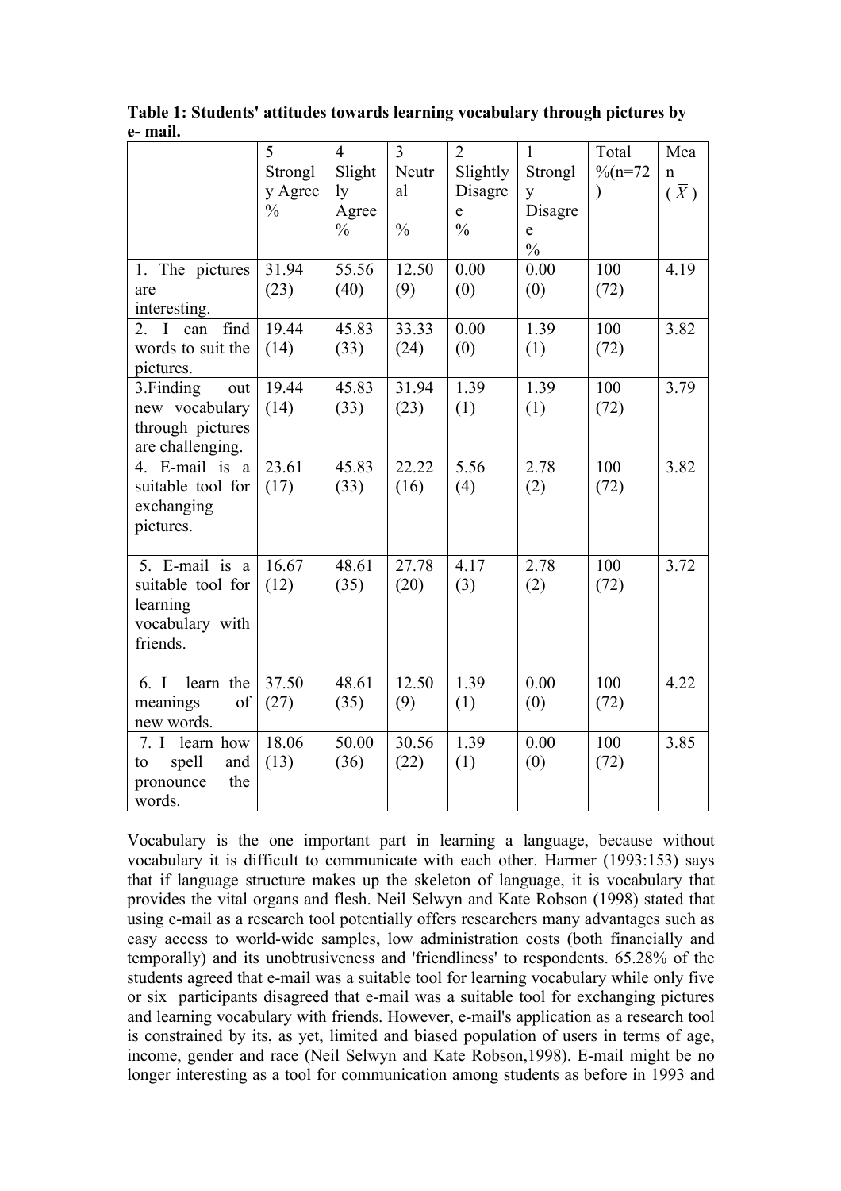**Table 1: Students' attitudes towards learning vocabulary through pictures by e- mail.**

| | 5 Strongly Agree % | 4 Slightly Agree % | 3 Neutral % | 2 Slightly Disagree % | 1 Strongly Disagree % | Total %(n=72) | Mean ($\bar{X}$) |
|---|---|---|---|---|---|---|---|
| 1. The pictures are interesting. | 31.94 (23) | 55.56 (40) | 12.50 (9) | 0.00 (0) | 0.00 (0) | 100 (72) | 4.19 |
| 2. I can find words to suit the pictures. | 19.44 (14) | 45.83 (33) | 33.33 (24) | 0.00 (0) | 1.39 (1) | 100 (72) | 3.82 |
| 3.Finding out new vocabulary through pictures are challenging. | 19.44 (14) | 45.83 (33) | 31.94 (23) | 1.39 (1) | 1.39 (1) | 100 (72) | 3.79 |
| 4. E-mail is a suitable tool for exchanging pictures. | 23.61 (17) | 45.83 (33) | 22.22 (16) | 5.56 (4) | 2.78 (2) | 100 (72) | 3.82 |
| 5. E-mail is a suitable tool for learning vocabulary with friends. | 16.67 (12) | 48.61 (35) | 27.78 (20) | 4.17 (3) | 2.78 (2) | 100 (72) | 3.72 |
| 6. I learn the meanings of new words. | 37.50 (27) | 48.61 (35) | 12.50 (9) | 1.39 (1) | 0.00 (0) | 100 (72) | 4.22 |
| 7. I learn how to spell and pronounce the words. | 18.06 (13) | 50.00 (36) | 30.56 (22) | 1.39 (1) | 0.00 (0) | 100 (72) | 3.85 |

Vocabulary is the one important part in learning a language, because without vocabulary it is difficult to communicate with each other. Harmer (1993:153) says that if language structure makes up the skeleton of language, it is vocabulary that provides the vital organs and flesh. Neil Selwyn and Kate Robson (1998) stated that using e-mail as a research tool potentially offers researchers many advantages such as easy access to world-wide samples, low administration costs (both financially and temporally) and its unobtrusiveness and 'friendliness' to respondents. 65.28% of the students agreed that e-mail was a suitable tool for learning vocabulary while only five or six participants disagreed that e-mail was a suitable tool for exchanging pictures and learning vocabulary with friends. However, e-mail's application as a research tool is constrained by its, as yet, limited and biased population of users in terms of age, income, gender and race (Neil Selwyn and Kate Robson,1998). E-mail might be no longer interesting as a tool for communication among students as before in 1993 and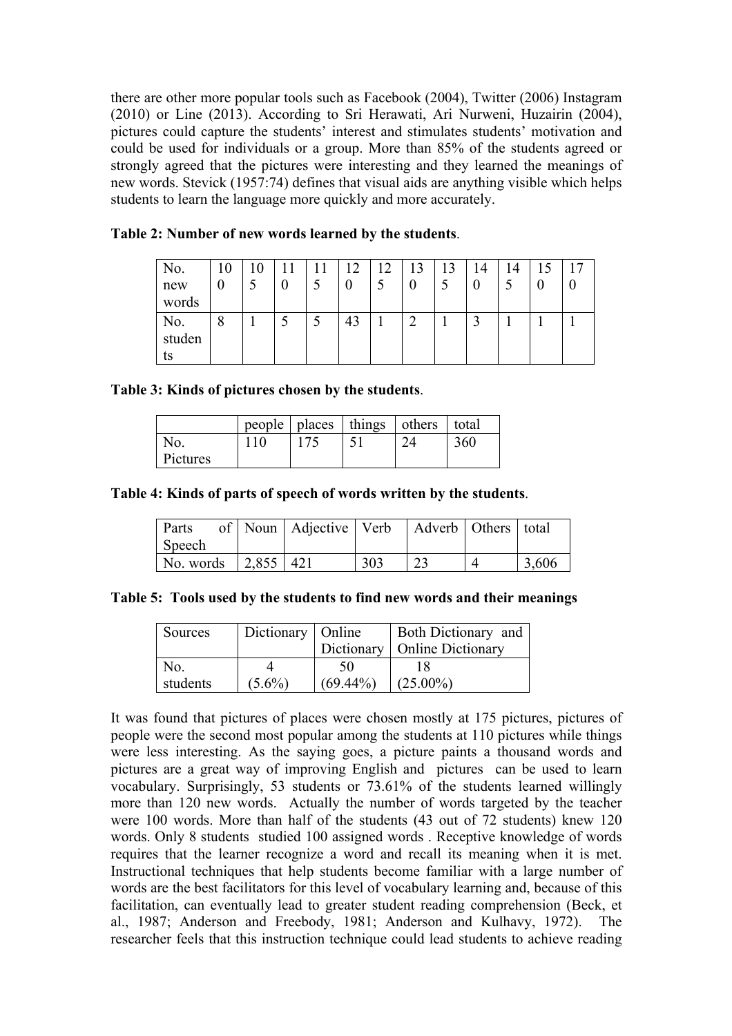there are other more popular tools such as Facebook (2004), Twitter (2006) Instagram (2010) or Line (2013). According to Sri Herawati, Ari Nurweni, Huzairin (2004), pictures could capture the students' interest and stimulates students' motivation and could be used for individuals or a group. More than 85% of the students agreed or strongly agreed that the pictures were interesting and they learned the meanings of new words. Stevick (1957:74) defines that visual aids are anything visible which helps students to learn the language more quickly and more accurately.

**Table 2: Number of new words learned by the students**.

| No. new words | 100 | 105 | 110 | 115 | 120 | 125 | 130 | 135 | 140 | 145 | 150 | 170 |
|---|---|---|---|---|---|---|---|---|---|---|---|---|
| No. students | 8 | 1 | 5 | 5 | 43 | 1 | 2 | 1 | 3 | 1 | 1 | 1 |

**Table 3: Kinds of pictures chosen by the students**.

| | people | places | things | others | total |
|---|---|---|---|---|---|
| No. Pictures | 110 | 175 | 51 | 24 | 360 |

**Table 4: Kinds of parts of speech of words written by the students**.

| Parts of Speech | Noun | Adjective | Verb | Adverb | Others | total |
|---|---|---|---|---|---|---|
| No. words | 2,855 | 421 | 303 | 23 | 4 | 3,606 |

**Table 5: Tools used by the students to find new words and their meanings**

| Sources | Dictionary | Online Dictionary | Both Dictionary and Online Dictionary |
|---|---|---|---|
| No. students | 4 (5.6%) | 50 (69.44%) | 18 (25.00%) |

It was found that pictures of places were chosen mostly at 175 pictures, pictures of people were the second most popular among the students at 110 pictures while things were less interesting. As the saying goes, a picture paints a thousand words and pictures are a great way of improving English and pictures can be used to learn vocabulary. Surprisingly, 53 students or 73.61% of the students learned willingly more than 120 new words. Actually the number of words targeted by the teacher were 100 words. More than half of the students (43 out of 72 students) knew 120 words. Only 8 students studied 100 assigned words . Receptive knowledge of words requires that the learner recognize a word and recall its meaning when it is met. Instructional techniques that help students become familiar with a large number of words are the best facilitators for this level of vocabulary learning and, because of this facilitation, can eventually lead to greater student reading comprehension (Beck, et al., 1987; Anderson and Freebody, 1981; Anderson and Kulhavy, 1972). The researcher feels that this instruction technique could lead students to achieve reading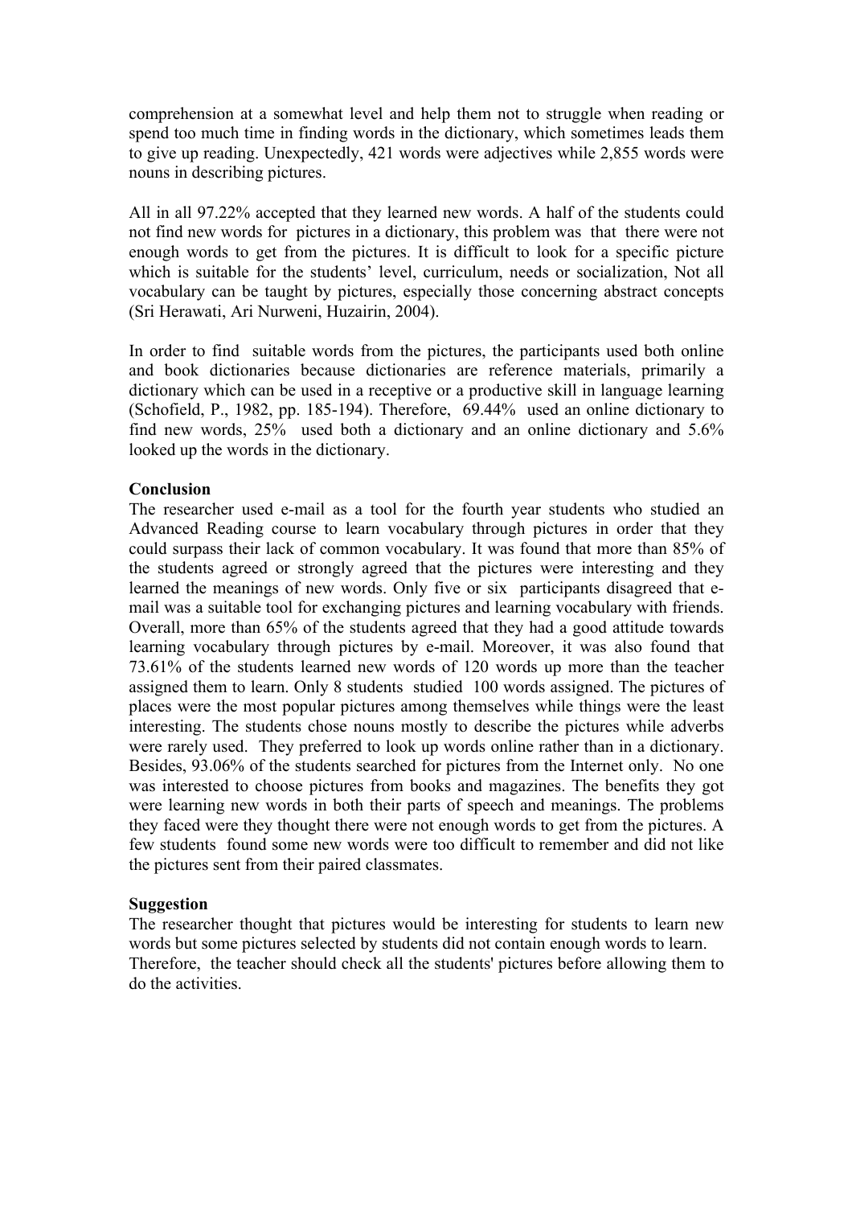comprehension at a somewhat level and help them not to struggle when reading or spend too much time in finding words in the dictionary, which sometimes leads them to give up reading. Unexpectedly, 421 words were adjectives while 2,855 words were nouns in describing pictures.

All in all 97.22% accepted that they learned new words. A half of the students could not find new words for pictures in a dictionary, this problem was that there were not enough words to get from the pictures. It is difficult to look for a specific picture which is suitable for the students' level, curriculum, needs or socialization, Not all vocabulary can be taught by pictures, especially those concerning abstract concepts (Sri Herawati, Ari Nurweni, Huzairin, 2004).

In order to find suitable words from the pictures, the participants used both online and book dictionaries because dictionaries are reference materials, primarily a dictionary which can be used in a receptive or a productive skill in language learning (Schofield, P., 1982, pp. 185-194). Therefore, 69.44% used an online dictionary to find new words, 25% used both a dictionary and an online dictionary and 5.6% looked up the words in the dictionary.

**Conclusion**

The researcher used e-mail as a tool for the fourth year students who studied an Advanced Reading course to learn vocabulary through pictures in order that they could surpass their lack of common vocabulary. It was found that more than 85% of the students agreed or strongly agreed that the pictures were interesting and they learned the meanings of new words. Only five or six participants disagreed that e-mail was a suitable tool for exchanging pictures and learning vocabulary with friends. Overall, more than 65% of the students agreed that they had a good attitude towards learning vocabulary through pictures by e-mail. Moreover, it was also found that 73.61% of the students learned new words of 120 words up more than the teacher assigned them to learn. Only 8 students studied 100 words assigned. The pictures of places were the most popular pictures among themselves while things were the least interesting. The students chose nouns mostly to describe the pictures while adverbs were rarely used. They preferred to look up words online rather than in a dictionary. Besides, 93.06% of the students searched for pictures from the Internet only. No one was interested to choose pictures from books and magazines. The benefits they got were learning new words in both their parts of speech and meanings. The problems they faced were they thought there were not enough words to get from the pictures. A few students found some new words were too difficult to remember and did not like the pictures sent from their paired classmates.

**Suggestion**

The researcher thought that pictures would be interesting for students to learn new words but some pictures selected by students did not contain enough words to learn. Therefore, the teacher should check all the students' pictures before allowing them to do the activities.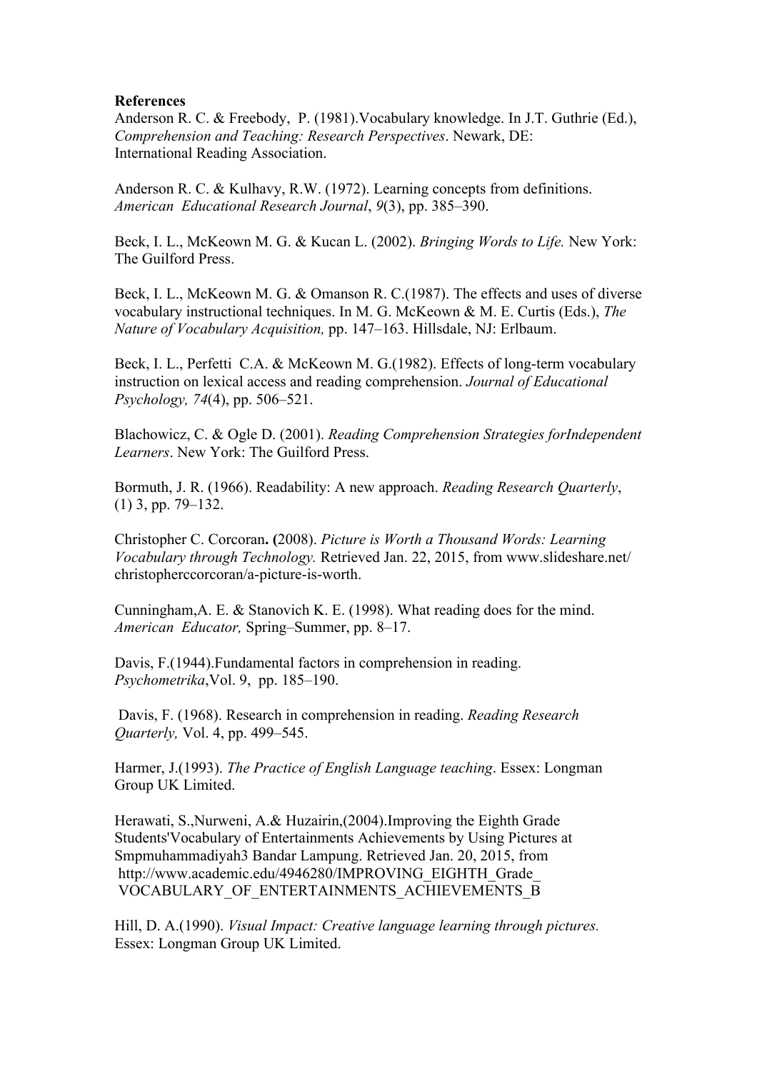**References**

Anderson R. C. & Freebody, P. (1981).Vocabulary knowledge. In J.T. Guthrie (Ed.), *Comprehension and Teaching: Research Perspectives*. Newark, DE: International Reading Association.

Anderson R. C. & Kulhavy, R.W. (1972). Learning concepts from definitions. *American Educational Research Journal*, *9*(3), pp. 385–390.

Beck, I. L., McKeown M. G. & Kucan L. (2002). *Bringing Words to Life.* New York: The Guilford Press.

Beck, I. L., McKeown M. G. & Omanson R. C.(1987). The effects and uses of diverse vocabulary instructional techniques. In M. G. McKeown & M. E. Curtis (Eds.), *The Nature of Vocabulary Acquisition,* pp. 147–163. Hillsdale, NJ: Erlbaum.

Beck, I. L., Perfetti C.A. & McKeown M. G.(1982). Effects of long-term vocabulary instruction on lexical access and reading comprehension. *Journal of Educational Psychology, 74*(4), pp. 506–521.

Blachowicz, C. & Ogle D. (2001). *Reading Comprehension Strategies forIndependent Learners*. New York: The Guilford Press.

Bormuth, J. R. (1966). Readability: A new approach. *Reading Research Quarterly*, (1) 3, pp. 79–132.

Christopher C. Corcoran**. (**2008). *Picture is Worth a Thousand Words: Learning Vocabulary through Technology.* Retrieved Jan. 22, 2015, from www.slideshare.net/christopherccorcoran/a-picture-is-worth.

Cunningham,A. E. & Stanovich K. E. (1998). What reading does for the mind. *American Educator,* Spring–Summer, pp. 8–17.

Davis, F.(1944).Fundamental factors in comprehension in reading. *Psychometrika*,Vol. 9, pp. 185–190.

Davis, F. (1968). Research in comprehension in reading. *Reading Research Quarterly,* Vol. 4, pp. 499–545.

Harmer, J.(1993). *The Practice of English Language teaching*. Essex: Longman Group UK Limited.

Herawati, S.,Nurweni, A.& Huzairin,(2004).Improving the Eighth Grade Students'Vocabulary of Entertainments Achievements by Using Pictures at Smpmuhammadiyah3 Bandar Lampung. Retrieved Jan. 20, 2015, from http://www.academic.edu/4946280/IMPROVING_EIGHTH_Grade_VOCABULARY_OF_ENTERTAINMENTS_ACHIEVEMENTS_B

Hill, D. A.(1990). *Visual Impact: Creative language learning through pictures.* Essex: Longman Group UK Limited.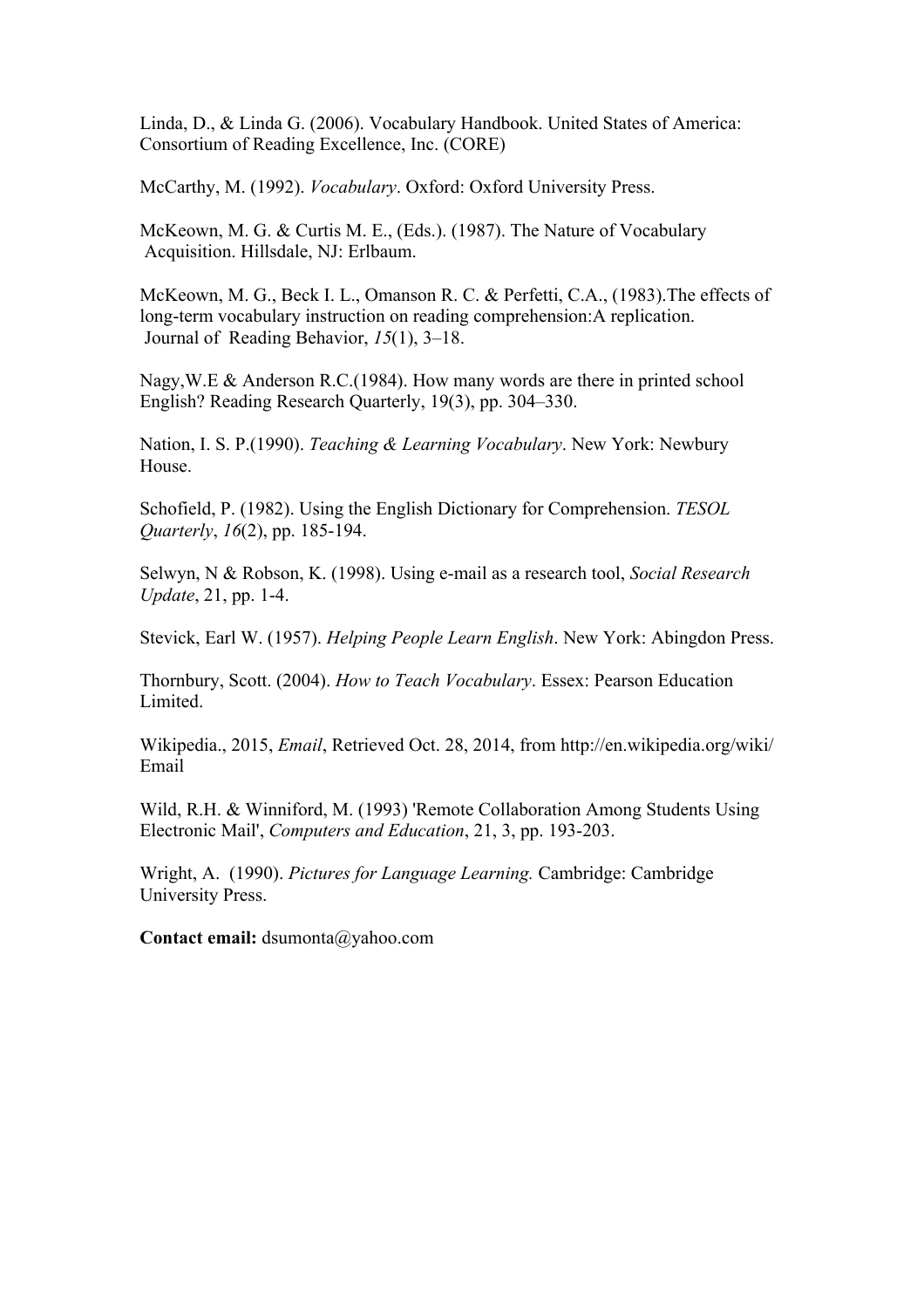Linda, D., & Linda G. (2006). Vocabulary Handbook. United States of America: Consortium of Reading Excellence, Inc. (CORE)

McCarthy, M. (1992). *Vocabulary*. Oxford: Oxford University Press.

McKeown, M. G. & Curtis M. E., (Eds.). (1987). The Nature of Vocabulary Acquisition. Hillsdale, NJ: Erlbaum.

McKeown, M. G., Beck I. L., Omanson R. C. & Perfetti, C.A., (1983).The effects of long-term vocabulary instruction on reading comprehension:A replication. Journal of Reading Behavior, *15*(1), 3–18.

Nagy,W.E & Anderson R.C.(1984). How many words are there in printed school English? Reading Research Quarterly, 19(3), pp. 304–330.

Nation, I. S. P.(1990). *Teaching & Learning Vocabulary*. New York: Newbury House.

Schofield, P. (1982). Using the English Dictionary for Comprehension. *TESOL Quarterly*, *16*(2), pp. 185-194.

Selwyn, N & Robson, K. (1998). Using e-mail as a research tool, *Social Research Update*, 21, pp. 1-4.

Stevick, Earl W. (1957). *Helping People Learn English*. New York: Abingdon Press.

Thornbury, Scott. (2004). *How to Teach Vocabulary*. Essex: Pearson Education Limited.

Wikipedia., 2015, *Email*, Retrieved Oct. 28, 2014, from http://en.wikipedia.org/wiki/Email

Wild, R.H. & Winniford, M. (1993) 'Remote Collaboration Among Students Using Electronic Mail', *Computers and Education*, 21, 3, pp. 193-203.

Wright, A. (1990). *Pictures for Language Learning.* Cambridge: Cambridge University Press.

**Contact email:** dsumonta@yahoo.com